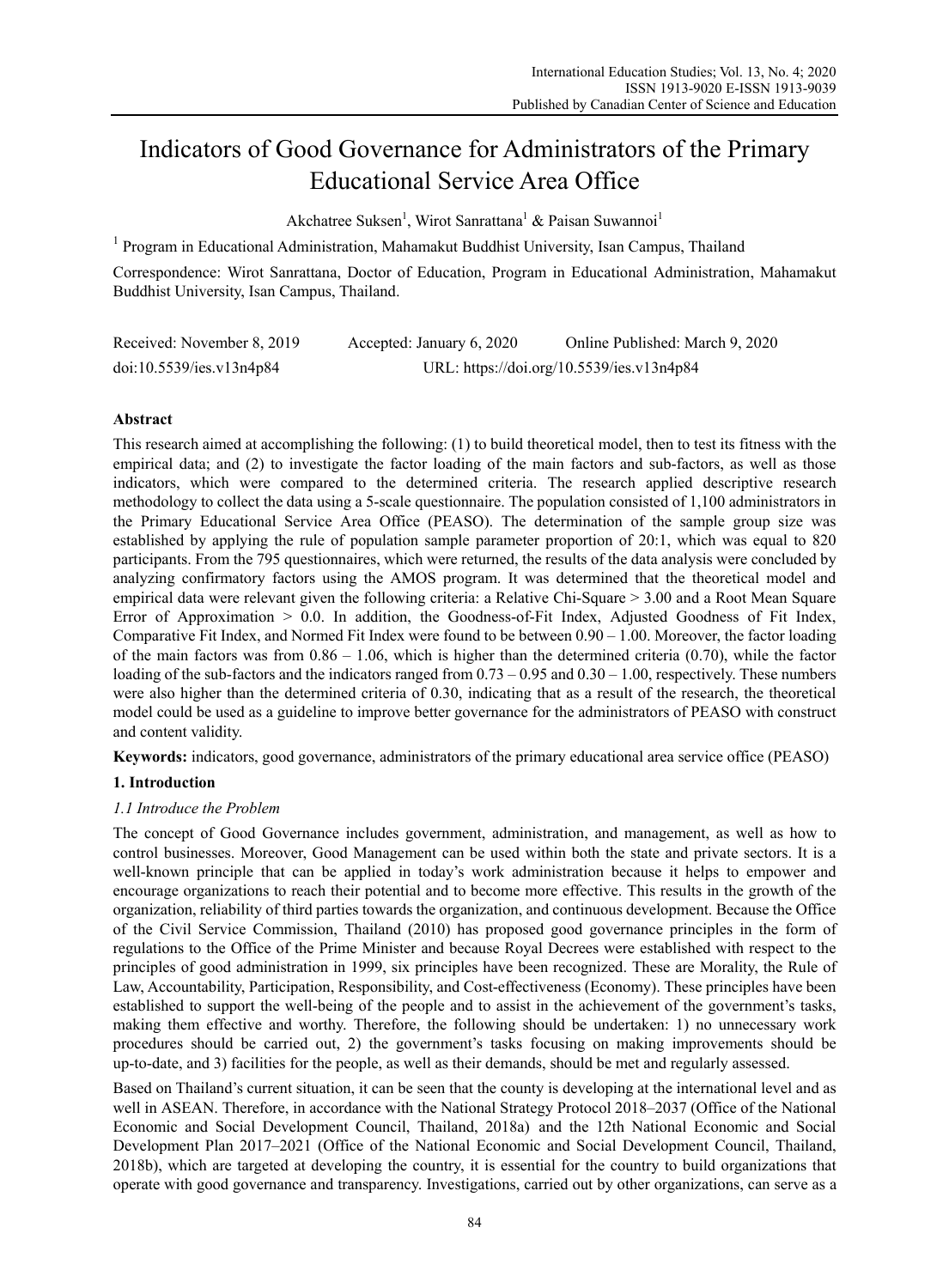# Indicators of Good Governance for Administrators of the Primary Educational Service Area Office

Akchatree Suksen[1], Wirot Sanrattana[1] & Paisan Suwannoi[1]

[1] Program in Educational Administration, Mahamakut Buddhist University, Isan Campus, Thailand

Correspondence: Wirot Sanrattana, Doctor of Education, Program in Educational Administration, Mahamakut Buddhist University, Isan Campus, Thailand.

Received: November 8, 2019 Accepted: January 6, 2020 Online Published: March 9, 2020

doi:10.5539/ies.v13n4p84 URL: https://doi.org/10.5539/ies.v13n4p84

## Abstract

This research aimed at accomplishing the following: (1) to build theoretical model, then to test its fitness with the empirical data; and (2) to investigate the factor loading of the main factors and sub-factors, as well as those indicators, which were compared to the determined criteria. The research applied descriptive research methodology to collect the data using a 5-scale questionnaire. The population consisted of 1,100 administrators in the Primary Educational Service Area Office (PEASO). The determination of the sample group size was established by applying the rule of population sample parameter proportion of 20:1, which was equal to 820 participants. From the 795 questionnaires, which were returned, the results of the data analysis were concluded by analyzing confirmatory factors using the AMOS program. It was determined that the theoretical model and empirical data were relevant given the following criteria: a Relative Chi-Square > 3.00 and a Root Mean Square Error of Approximation > 0.0. In addition, the Goodness-of-Fit Index, Adjusted Goodness of Fit Index, Comparative Fit Index, and Normed Fit Index were found to be between 0.90 – 1.00. Moreover, the factor loading of the main factors was from 0.86 – 1.06, which is higher than the determined criteria (0.70), while the factor loading of the sub-factors and the indicators ranged from 0.73 – 0.95 and 0.30 – 1.00, respectively. These numbers were also higher than the determined criteria of 0.30, indicating that as a result of the research, the theoretical model could be used as a guideline to improve better governance for the administrators of PEASO with construct and content validity.

**Keywords:** indicators, good governance, administrators of the primary educational area service office (PEASO)

## 1. Introduction

### *1.1 Introduce the Problem*

The concept of Good Governance includes government, administration, and management, as well as how to control businesses. Moreover, Good Management can be used within both the state and private sectors. It is a well-known principle that can be applied in today's work administration because it helps to empower and encourage organizations to reach their potential and to become more effective. This results in the growth of the organization, reliability of third parties towards the organization, and continuous development. Because the Office of the Civil Service Commission, Thailand (2010) has proposed good governance principles in the form of regulations to the Office of the Prime Minister and because Royal Decrees were established with respect to the principles of good administration in 1999, six principles have been recognized. These are Morality, the Rule of Law, Accountability, Participation, Responsibility, and Cost-effectiveness (Economy). These principles have been established to support the well-being of the people and to assist in the achievement of the government's tasks, making them effective and worthy. Therefore, the following should be undertaken: 1) no unnecessary work procedures should be carried out, 2) the government's tasks focusing on making improvements should be up-to-date, and 3) facilities for the people, as well as their demands, should be met and regularly assessed.

Based on Thailand's current situation, it can be seen that the county is developing at the international level and as well in ASEAN. Therefore, in accordance with the National Strategy Protocol 2018–2037 (Office of the National Economic and Social Development Council, Thailand, 2018a) and the 12th National Economic and Social Development Plan 2017–2021 (Office of the National Economic and Social Development Council, Thailand, 2018b), which are targeted at developing the country, it is essential for the country to build organizations that operate with good governance and transparency. Investigations, carried out by other organizations, can serve as a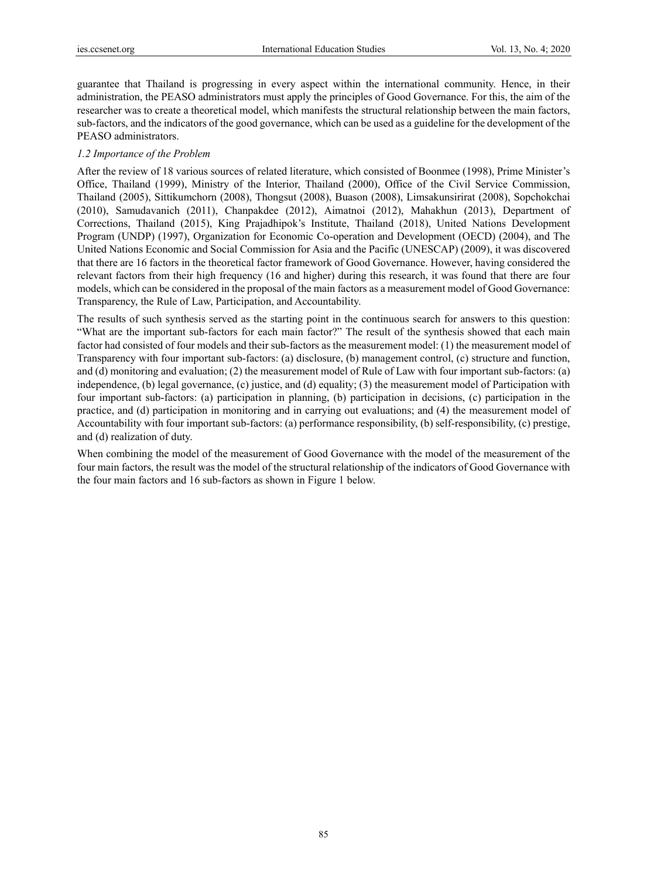guarantee that Thailand is progressing in every aspect within the international community. Hence, in their administration, the PEASO administrators must apply the principles of Good Governance. For this, the aim of the researcher was to create a theoretical model, which manifests the structural relationship between the main factors, sub-factors, and the indicators of the good governance, which can be used as a guideline for the development of the PEASO administrators.

### *1.2 Importance of the Problem*

After the review of 18 various sources of related literature, which consisted of Boonmee (1998), Prime Minister's Office, Thailand (1999), Ministry of the Interior, Thailand (2000), Office of the Civil Service Commission, Thailand (2005), Sittikumchorn (2008), Thongsut (2008), Buason (2008), Limsakunsirirat (2008), Sopchokchai (2010), Samudavanich (2011), Chanpakdee (2012), Aimatnoi (2012), Mahakhun (2013), Department of Corrections, Thailand (2015), King Prajadhipok's Institute, Thailand (2018), United Nations Development Program (UNDP) (1997), Organization for Economic Co-operation and Development (OECD) (2004), and The United Nations Economic and Social Commission for Asia and the Pacific (UNESCAP) (2009), it was discovered that there are 16 factors in the theoretical factor framework of Good Governance. However, having considered the relevant factors from their high frequency (16 and higher) during this research, it was found that there are four models, which can be considered in the proposal of the main factors as a measurement model of Good Governance: Transparency, the Rule of Law, Participation, and Accountability.

The results of such synthesis served as the starting point in the continuous search for answers to this question: "What are the important sub-factors for each main factor?" The result of the synthesis showed that each main factor had consisted of four models and their sub-factors as the measurement model: (1) the measurement model of Transparency with four important sub-factors: (a) disclosure, (b) management control, (c) structure and function, and (d) monitoring and evaluation; (2) the measurement model of Rule of Law with four important sub-factors: (a) independence, (b) legal governance, (c) justice, and (d) equality; (3) the measurement model of Participation with four important sub-factors: (a) participation in planning, (b) participation in decisions, (c) participation in the practice, and (d) participation in monitoring and in carrying out evaluations; and (4) the measurement model of Accountability with four important sub-factors: (a) performance responsibility, (b) self-responsibility, (c) prestige, and (d) realization of duty.

When combining the model of the measurement of Good Governance with the model of the measurement of the four main factors, the result was the model of the structural relationship of the indicators of Good Governance with the four main factors and 16 sub-factors as shown in Figure 1 below.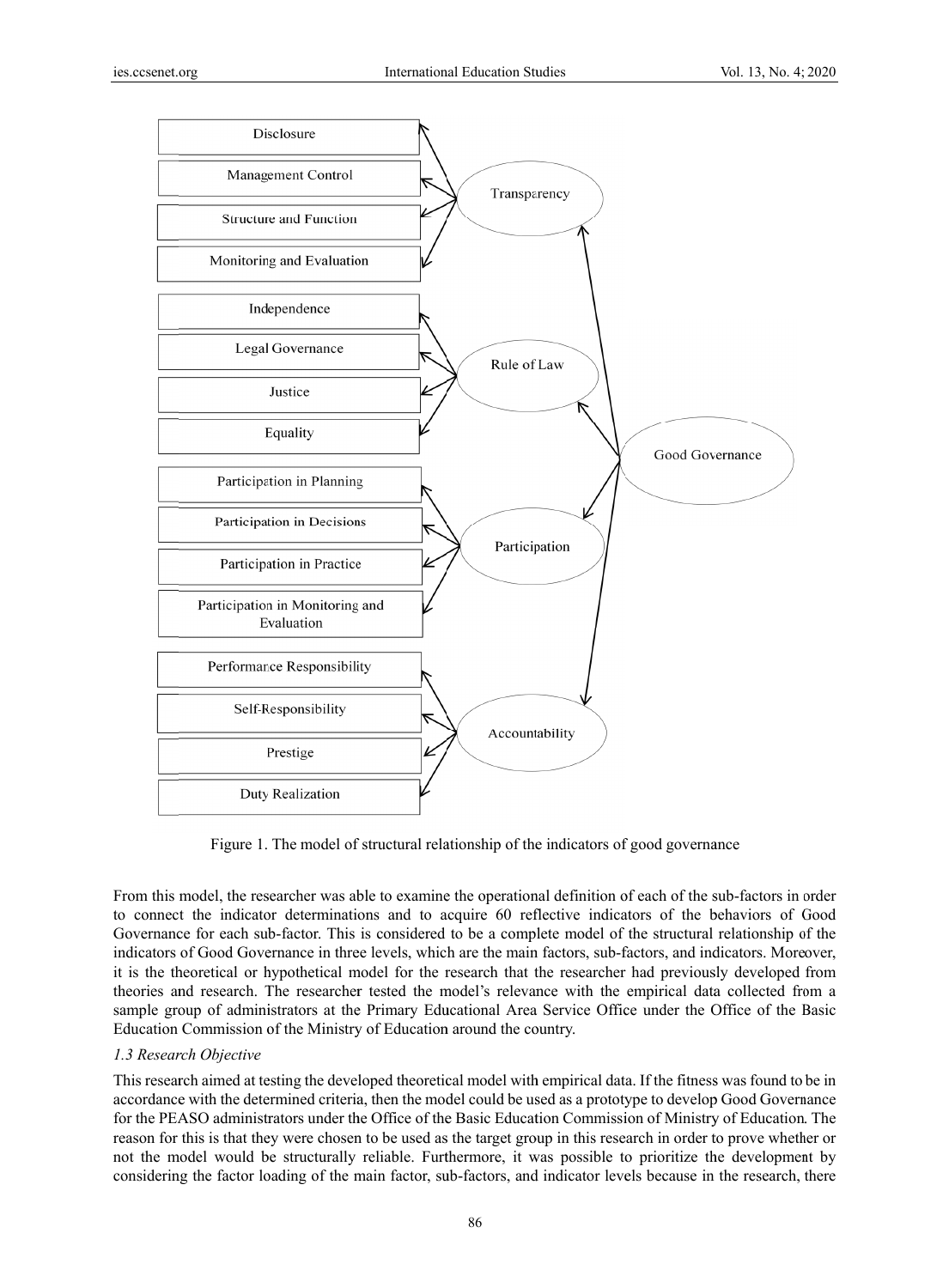Figure 1. The model of structural relationship of the indicators of good governance

From this model, the researcher was able to examine the operational definition of each of the sub-factors in order to connect the indicator determinations and to acquire 60 reflective indicators of the behaviors of Good Governance for each sub-factor. This is considered to be a complete model of the structural relationship of the indicators of Good Governance in three levels, which are the main factors, sub-factors, and indicators. Moreover, it is the theoretical or hypothetical model for the research that the researcher had previously developed from theories and research. The researcher tested the model's relevance with the empirical data collected from a sample group of administrators at the Primary Educational Area Service Office under the Office of the Basic Education Commission of the Ministry of Education around the country.

### *1.3 Research Objective*

This research aimed at testing the developed theoretical model with empirical data. If the fitness was found to be in accordance with the determined criteria, then the model could be used as a prototype to develop Good Governance for the PEASO administrators under the Office of the Basic Education Commission of Ministry of Education. The reason for this is that they were chosen to be used as the target group in this research in order to prove whether or not the model would be structurally reliable. Furthermore, it was possible to prioritize the development by considering the factor loading of the main factor, sub-factors, and indicator levels because in the research, there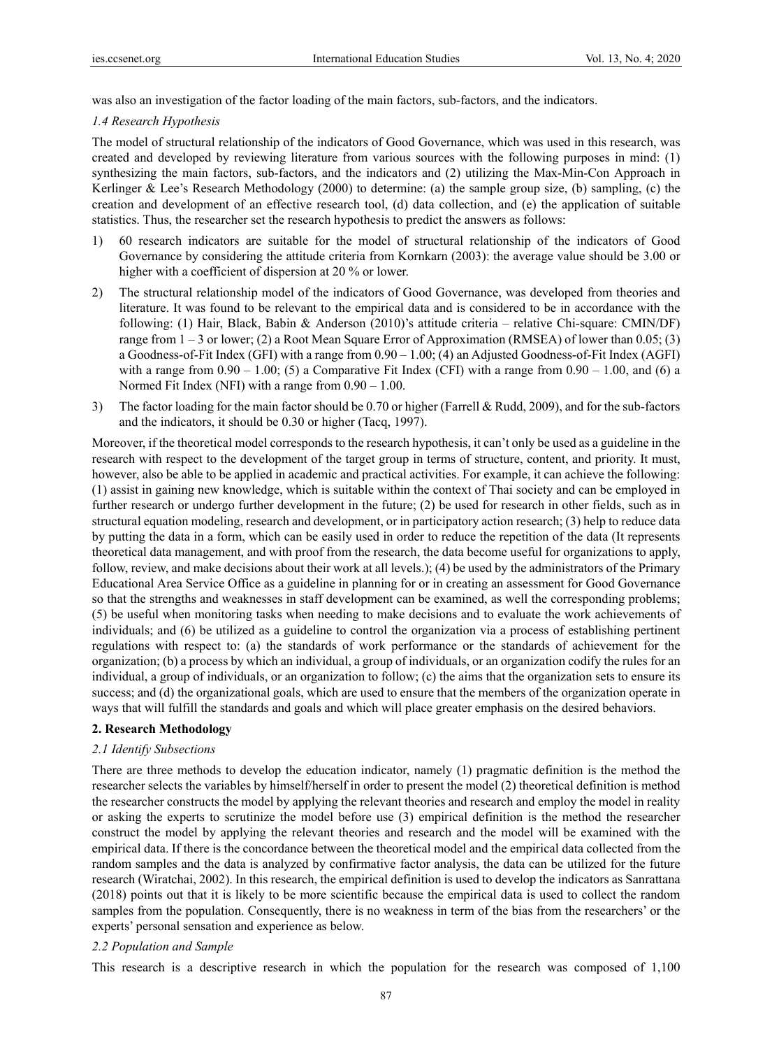was also an investigation of the factor loading of the main factors, sub-factors, and the indicators.

### *1.4 Research Hypothesis*

The model of structural relationship of the indicators of Good Governance, which was used in this research, was created and developed by reviewing literature from various sources with the following purposes in mind: (1) synthesizing the main factors, sub-factors, and the indicators and (2) utilizing the Max-Min-Con Approach in Kerlinger & Lee's Research Methodology (2000) to determine: (a) the sample group size, (b) sampling, (c) the creation and development of an effective research tool, (d) data collection, and (e) the application of suitable statistics. Thus, the researcher set the research hypothesis to predict the answers as follows:

1) 60 research indicators are suitable for the model of structural relationship of the indicators of Good Governance by considering the attitude criteria from Kornkarn (2003): the average value should be 3.00 or higher with a coefficient of dispersion at 20 % or lower.
2) The structural relationship model of the indicators of Good Governance, was developed from theories and literature. It was found to be relevant to the empirical data and is considered to be in accordance with the following: (1) Hair, Black, Babin & Anderson (2010)'s attitude criteria – relative Chi-square: CMIN/DF) range from 1 – 3 or lower; (2) a Root Mean Square Error of Approximation (RMSEA) of lower than 0.05; (3) a Goodness-of-Fit Index (GFI) with a range from 0.90 – 1.00; (4) an Adjusted Goodness-of-Fit Index (AGFI) with a range from 0.90 – 1.00; (5) a Comparative Fit Index (CFI) with a range from 0.90 – 1.00, and (6) a Normed Fit Index (NFI) with a range from 0.90 – 1.00.
3) The factor loading for the main factor should be 0.70 or higher (Farrell & Rudd, 2009), and for the sub-factors and the indicators, it should be 0.30 or higher (Tacq, 1997).

Moreover, if the theoretical model corresponds to the research hypothesis, it can't only be used as a guideline in the research with respect to the development of the target group in terms of structure, content, and priority. It must, however, also be able to be applied in academic and practical activities. For example, it can achieve the following: (1) assist in gaining new knowledge, which is suitable within the context of Thai society and can be employed in further research or undergo further development in the future; (2) be used for research in other fields, such as in structural equation modeling, research and development, or in participatory action research; (3) help to reduce data by putting the data in a form, which can be easily used in order to reduce the repetition of the data (It represents theoretical data management, and with proof from the research, the data become useful for organizations to apply, follow, review, and make decisions about their work at all levels.); (4) be used by the administrators of the Primary Educational Area Service Office as a guideline in planning for or in creating an assessment for Good Governance so that the strengths and weaknesses in staff development can be examined, as well the corresponding problems; (5) be useful when monitoring tasks when needing to make decisions and to evaluate the work achievements of individuals; and (6) be utilized as a guideline to control the organization via a process of establishing pertinent regulations with respect to: (a) the standards of work performance or the standards of achievement for the organization; (b) a process by which an individual, a group of individuals, or an organization codify the rules for an individual, a group of individuals, or an organization to follow; (c) the aims that the organization sets to ensure its success; and (d) the organizational goals, which are used to ensure that the members of the organization operate in ways that will fulfill the standards and goals and which will place greater emphasis on the desired behaviors.

## **2. Research Methodology**

### *2.1 Identify Subsections*

There are three methods to develop the education indicator, namely (1) pragmatic definition is the method the researcher selects the variables by himself/herself in order to present the model (2) theoretical definition is method the researcher constructs the model by applying the relevant theories and research and employ the model in reality or asking the experts to scrutinize the model before use (3) empirical definition is the method the researcher construct the model by applying the relevant theories and research and the model will be examined with the empirical data. If there is the concordance between the theoretical model and the empirical data collected from the random samples and the data is analyzed by confirmative factor analysis, the data can be utilized for the future research (Wiratchai, 2002). In this research, the empirical definition is used to develop the indicators as Sanrattana (2018) points out that it is likely to be more scientific because the empirical data is used to collect the random samples from the population. Consequently, there is no weakness in term of the bias from the researchers' or the experts' personal sensation and experience as below.

### *2.2 Population and Sample*

This research is a descriptive research in which the population for the research was composed of 1,100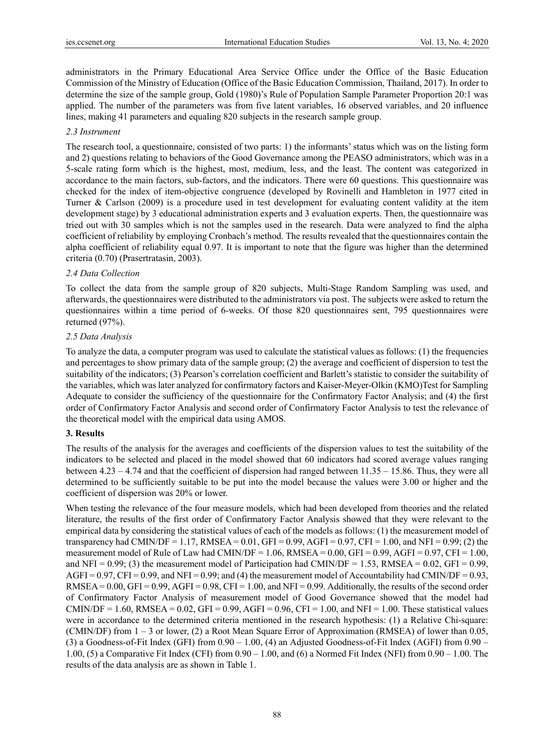administrators in the Primary Educational Area Service Office under the Office of the Basic Education Commission of the Ministry of Education (Office of the Basic Education Commission, Thailand, 2017). In order to determine the size of the sample group, Gold (1980)'s Rule of Population Sample Parameter Proportion 20:1 was applied. The number of the parameters was from five latent variables, 16 observed variables, and 20 influence lines, making 41 parameters and equaling 820 subjects in the research sample group.

### *2.3 Instrument*

The research tool, a questionnaire, consisted of two parts: 1) the informants' status which was on the listing form and 2) questions relating to behaviors of the Good Governance among the PEASO administrators, which was in a 5-scale rating form which is the highest, most, medium, less, and the least. The content was categorized in accordance to the main factors, sub-factors, and the indicators. There were 60 questions. This questionnaire was checked for the index of item-objective congruence (developed by Rovinelli and Hambleton in 1977 cited in Turner & Carlson (2009) is a procedure used in test development for evaluating content validity at the item development stage) by 3 educational administration experts and 3 evaluation experts. Then, the questionnaire was tried out with 30 samples which is not the samples used in the research. Data were analyzed to find the alpha coefficient of reliability by employing Cronbach's method. The results revealed that the questionnaires contain the alpha coefficient of reliability equal 0.97. It is important to note that the figure was higher than the determined criteria (0.70) (Prasertratasin, 2003).

### *2.4 Data Collection*

To collect the data from the sample group of 820 subjects, Multi-Stage Random Sampling was used, and afterwards, the questionnaires were distributed to the administrators via post. The subjects were asked to return the questionnaires within a time period of 6-weeks. Of those 820 questionnaires sent, 795 questionnaires were returned (97%).

### *2.5 Data Analysis*

To analyze the data, a computer program was used to calculate the statistical values as follows: (1) the frequencies and percentages to show primary data of the sample group; (2) the average and coefficient of dispersion to test the suitability of the indicators; (3) Pearson's correlation coefficient and Barlett's statistic to consider the suitability of the variables, which was later analyzed for confirmatory factors and Kaiser-Meyer-Olkin (KMO)Test for Sampling Adequate to consider the sufficiency of the questionnaire for the Confirmatory Factor Analysis; and (4) the first order of Confirmatory Factor Analysis and second order of Confirmatory Factor Analysis to test the relevance of the theoretical model with the empirical data using AMOS.

## **3. Results**

The results of the analysis for the averages and coefficients of the dispersion values to test the suitability of the indicators to be selected and placed in the model showed that 60 indicators had scored average values ranging between 4.23 – 4.74 and that the coefficient of dispersion had ranged between 11.35 – 15.86. Thus, they were all determined to be sufficiently suitable to be put into the model because the values were 3.00 or higher and the coefficient of dispersion was 20% or lower.

When testing the relevance of the four measure models, which had been developed from theories and the related literature, the results of the first order of Confirmatory Factor Analysis showed that they were relevant to the empirical data by considering the statistical values of each of the models as follows: (1) the measurement model of transparency had CMIN/DF = 1.17, RMSEA = 0.01, GFI = 0.99, AGFI = 0.97, CFI = 1.00, and NFI = 0.99; (2) the measurement model of Rule of Law had CMIN/DF = 1.06, RMSEA = 0.00, GFI = 0.99, AGFI = 0.97, CFI = 1.00, and NFI = 0.99; (3) the measurement model of Participation had CMIN/DF = 1.53, RMSEA = 0.02, GFI = 0.99, AGFI = 0.97, CFI = 0.99, and NFI = 0.99; and (4) the measurement model of Accountability had CMIN/DF = 0.93, RMSEA = 0.00, GFI = 0.99, AGFI = 0.98, CFI = 1.00, and NFI = 0.99. Additionally, the results of the second order of Confirmatory Factor Analysis of measurement model of Good Governance showed that the model had CMIN/DF = 1.60, RMSEA = 0.02, GFI = 0.99, AGFI = 0.96, CFI = 1.00, and NFI = 1.00. These statistical values were in accordance to the determined criteria mentioned in the research hypothesis: (1) a Relative Chi-square: (CMIN/DF) from 1 – 3 or lower, (2) a Root Mean Square Error of Approximation (RMSEA) of lower than 0.05, (3) a Goodness-of-Fit Index (GFI) from 0.90 – 1.00, (4) an Adjusted Goodness-of-Fit Index (AGFI) from 0.90 – 1.00, (5) a Comparative Fit Index (CFI) from 0.90 – 1.00, and (6) a Normed Fit Index (NFI) from 0.90 – 1.00. The results of the data analysis are as shown in Table 1.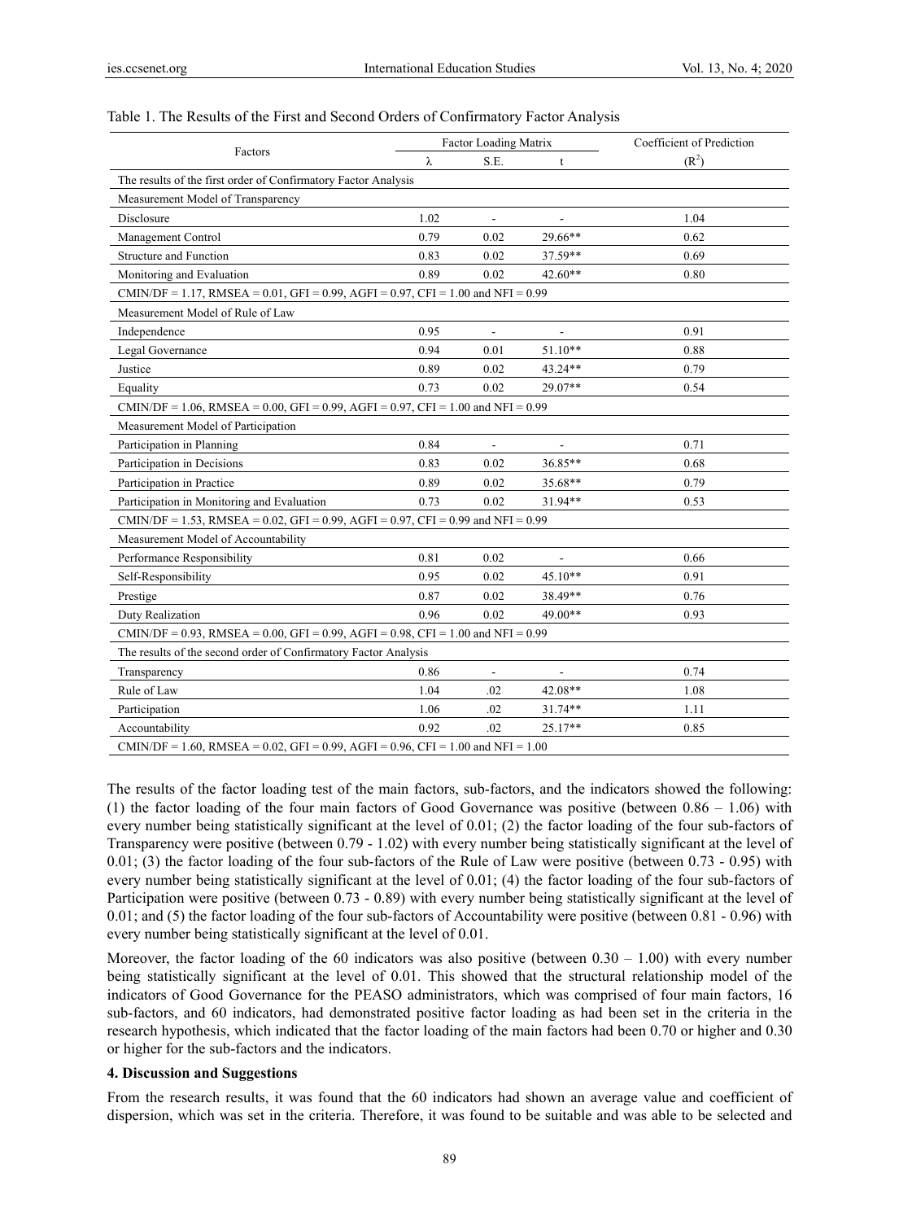Table 1. The Results of the First and Second Orders of Confirmatory Factor Analysis

| Factors | Factor Loading Matrix | | | Coefficient of Prediction |
|---|---|---|---|---|
| | λ | S.E. | t | ($R^2$) |
| The results of the first order of Confirmatory Factor Analysis | | | | |
| Measurement Model of Transparency | | | | |
| Disclosure | 1.02 | - | - | 1.04 |
| Management Control | 0.79 | 0.02 | 29.66** | 0.62 |
| Structure and Function | 0.83 | 0.02 | 37.59** | 0.69 |
| Monitoring and Evaluation | 0.89 | 0.02 | 42.60** | 0.80 |
| CMIN/DF = 1.17, RMSEA = 0.01, GFI = 0.99, AGFI = 0.97, CFI = 1.00 and NFI = 0.99 | | | | |
| Measurement Model of Rule of Law | | | | |
| Independence | 0.95 | - | - | 0.91 |
| Legal Governance | 0.94 | 0.01 | 51.10** | 0.88 |
| Justice | 0.89 | 0.02 | 43.24** | 0.79 |
| Equality | 0.73 | 0.02 | 29.07** | 0.54 |
| CMIN/DF = 1.06, RMSEA = 0.00, GFI = 0.99, AGFI = 0.97, CFI = 1.00 and NFI = 0.99 | | | | |
| Measurement Model of Participation | | | | |
| Participation in Planning | 0.84 | - | - | 0.71 |
| Participation in Decisions | 0.83 | 0.02 | 36.85** | 0.68 |
| Participation in Practice | 0.89 | 0.02 | 35.68** | 0.79 |
| Participation in Monitoring and Evaluation | 0.73 | 0.02 | 31.94** | 0.53 |
| CMIN/DF = 1.53, RMSEA = 0.02, GFI = 0.99, AGFI = 0.97, CFI = 0.99 and NFI = 0.99 | | | | |
| Measurement Model of Accountability | | | | |
| Performance Responsibility | 0.81 | 0.02 | - | 0.66 |
| Self-Responsibility | 0.95 | 0.02 | 45.10** | 0.91 |
| Prestige | 0.87 | 0.02 | 38.49** | 0.76 |
| Duty Realization | 0.96 | 0.02 | 49.00** | 0.93 |
| CMIN/DF = 0.93, RMSEA = 0.00, GFI = 0.99, AGFI = 0.98, CFI = 1.00 and NFI = 0.99 | | | | |
| The results of the second order of Confirmatory Factor Analysis | | | | |
| Transparency | 0.86 | - | - | 0.74 |
| Rule of Law | 1.04 | .02 | 42.08** | 1.08 |
| Participation | 1.06 | .02 | 31.74** | 1.11 |
| Accountability | 0.92 | .02 | 25.17** | 0.85 |
| CMIN/DF = 1.60, RMSEA = 0.02, GFI = 0.99, AGFI = 0.96, CFI = 1.00 and NFI = 1.00 | | | | |

The results of the factor loading test of the main factors, sub-factors, and the indicators showed the following: (1) the factor loading of the four main factors of Good Governance was positive (between 0.86 – 1.06) with every number being statistically significant at the level of 0.01; (2) the factor loading of the four sub-factors of Transparency were positive (between 0.79 - 1.02) with every number being statistically significant at the level of 0.01; (3) the factor loading of the four sub-factors of the Rule of Law were positive (between 0.73 - 0.95) with every number being statistically significant at the level of 0.01; (4) the factor loading of the four sub-factors of Participation were positive (between 0.73 - 0.89) with every number being statistically significant at the level of 0.01; and (5) the factor loading of the four sub-factors of Accountability were positive (between 0.81 - 0.96) with every number being statistically significant at the level of 0.01.

Moreover, the factor loading of the 60 indicators was also positive (between 0.30 – 1.00) with every number being statistically significant at the level of 0.01. This showed that the structural relationship model of the indicators of Good Governance for the PEASO administrators, which was comprised of four main factors, 16 sub-factors, and 60 indicators, had demonstrated positive factor loading as had been set in the criteria in the research hypothesis, which indicated that the factor loading of the main factors had been 0.70 or higher and 0.30 or higher for the sub-factors and the indicators.

## 4. Discussion and Suggestions

From the research results, it was found that the 60 indicators had shown an average value and coefficient of dispersion, which was set in the criteria. Therefore, it was found to be suitable and was able to be selected and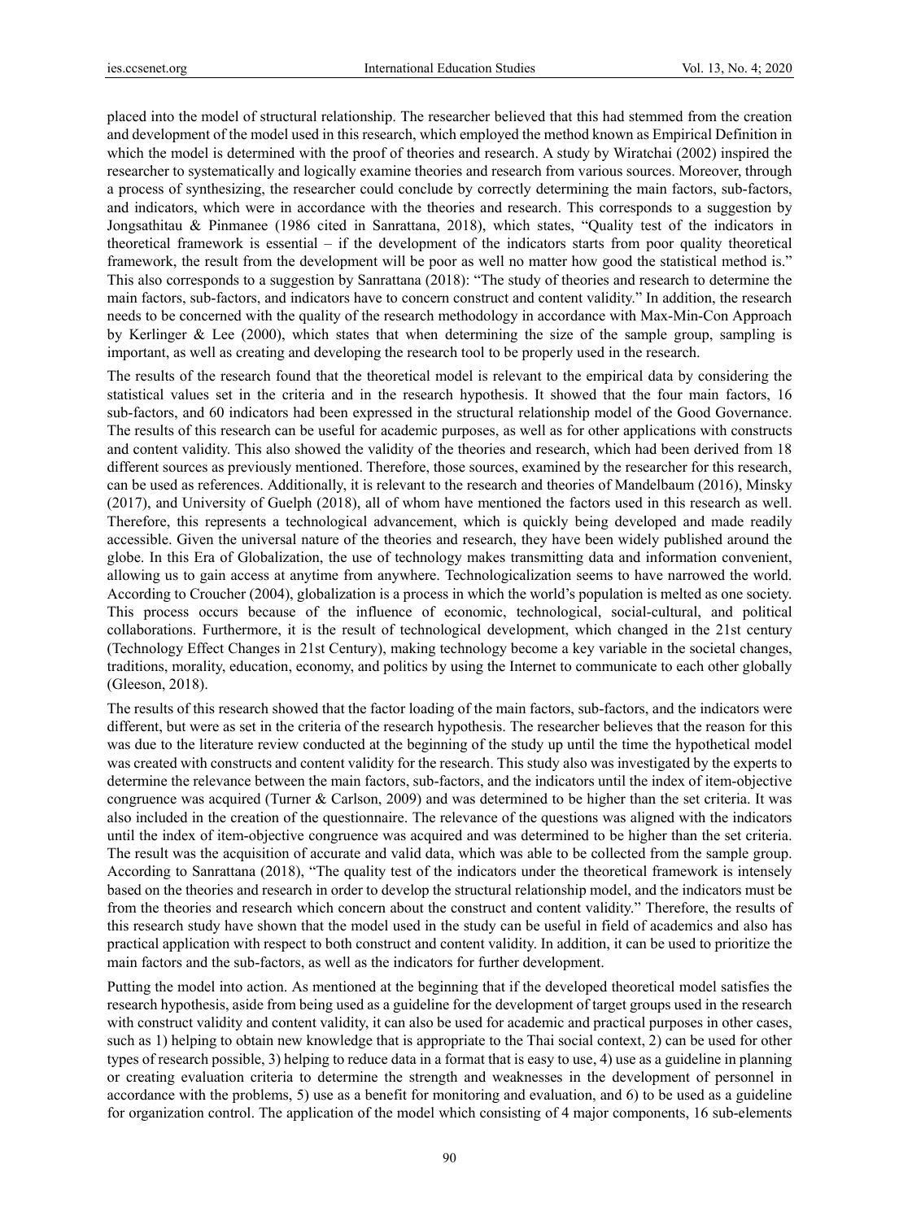placed into the model of structural relationship. The researcher believed that this had stemmed from the creation and development of the model used in this research, which employed the method known as Empirical Definition in which the model is determined with the proof of theories and research. A study by Wiratchai (2002) inspired the researcher to systematically and logically examine theories and research from various sources. Moreover, through a process of synthesizing, the researcher could conclude by correctly determining the main factors, sub-factors, and indicators, which were in accordance with the theories and research. This corresponds to a suggestion by Jongsathitau & Pinmanee (1986 cited in Sanrattana, 2018), which states, "Quality test of the indicators in theoretical framework is essential – if the development of the indicators starts from poor quality theoretical framework, the result from the development will be poor as well no matter how good the statistical method is." This also corresponds to a suggestion by Sanrattana (2018): "The study of theories and research to determine the main factors, sub-factors, and indicators have to concern construct and content validity." In addition, the research needs to be concerned with the quality of the research methodology in accordance with Max-Min-Con Approach by Kerlinger & Lee (2000), which states that when determining the size of the sample group, sampling is important, as well as creating and developing the research tool to be properly used in the research.

The results of the research found that the theoretical model is relevant to the empirical data by considering the statistical values set in the criteria and in the research hypothesis. It showed that the four main factors, 16 sub-factors, and 60 indicators had been expressed in the structural relationship model of the Good Governance. The results of this research can be useful for academic purposes, as well as for other applications with constructs and content validity. This also showed the validity of the theories and research, which had been derived from 18 different sources as previously mentioned. Therefore, those sources, examined by the researcher for this research, can be used as references. Additionally, it is relevant to the research and theories of Mandelbaum (2016), Minsky (2017), and University of Guelph (2018), all of whom have mentioned the factors used in this research as well. Therefore, this represents a technological advancement, which is quickly being developed and made readily accessible. Given the universal nature of the theories and research, they have been widely published around the globe. In this Era of Globalization, the use of technology makes transmitting data and information convenient, allowing us to gain access at anytime from anywhere. Technologicalization seems to have narrowed the world. According to Croucher (2004), globalization is a process in which the world's population is melted as one society. This process occurs because of the influence of economic, technological, social-cultural, and political collaborations. Furthermore, it is the result of technological development, which changed in the 21st century (Technology Effect Changes in 21st Century), making technology become a key variable in the societal changes, traditions, morality, education, economy, and politics by using the Internet to communicate to each other globally (Gleeson, 2018).

The results of this research showed that the factor loading of the main factors, sub-factors, and the indicators were different, but were as set in the criteria of the research hypothesis. The researcher believes that the reason for this was due to the literature review conducted at the beginning of the study up until the time the hypothetical model was created with constructs and content validity for the research. This study also was investigated by the experts to determine the relevance between the main factors, sub-factors, and the indicators until the index of item-objective congruence was acquired (Turner & Carlson, 2009) and was determined to be higher than the set criteria. It was also included in the creation of the questionnaire. The relevance of the questions was aligned with the indicators until the index of item-objective congruence was acquired and was determined to be higher than the set criteria. The result was the acquisition of accurate and valid data, which was able to be collected from the sample group. According to Sanrattana (2018), "The quality test of the indicators under the theoretical framework is intensely based on the theories and research in order to develop the structural relationship model, and the indicators must be from the theories and research which concern about the construct and content validity." Therefore, the results of this research study have shown that the model used in the study can be useful in field of academics and also has practical application with respect to both construct and content validity. In addition, it can be used to prioritize the main factors and the sub-factors, as well as the indicators for further development.

Putting the model into action. As mentioned at the beginning that if the developed theoretical model satisfies the research hypothesis, aside from being used as a guideline for the development of target groups used in the research with construct validity and content validity, it can also be used for academic and practical purposes in other cases, such as 1) helping to obtain new knowledge that is appropriate to the Thai social context, 2) can be used for other types of research possible, 3) helping to reduce data in a format that is easy to use, 4) use as a guideline in planning or creating evaluation criteria to determine the strength and weaknesses in the development of personnel in accordance with the problems, 5) use as a benefit for monitoring and evaluation, and 6) to be used as a guideline for organization control. The application of the model which consisting of 4 major components, 16 sub-elements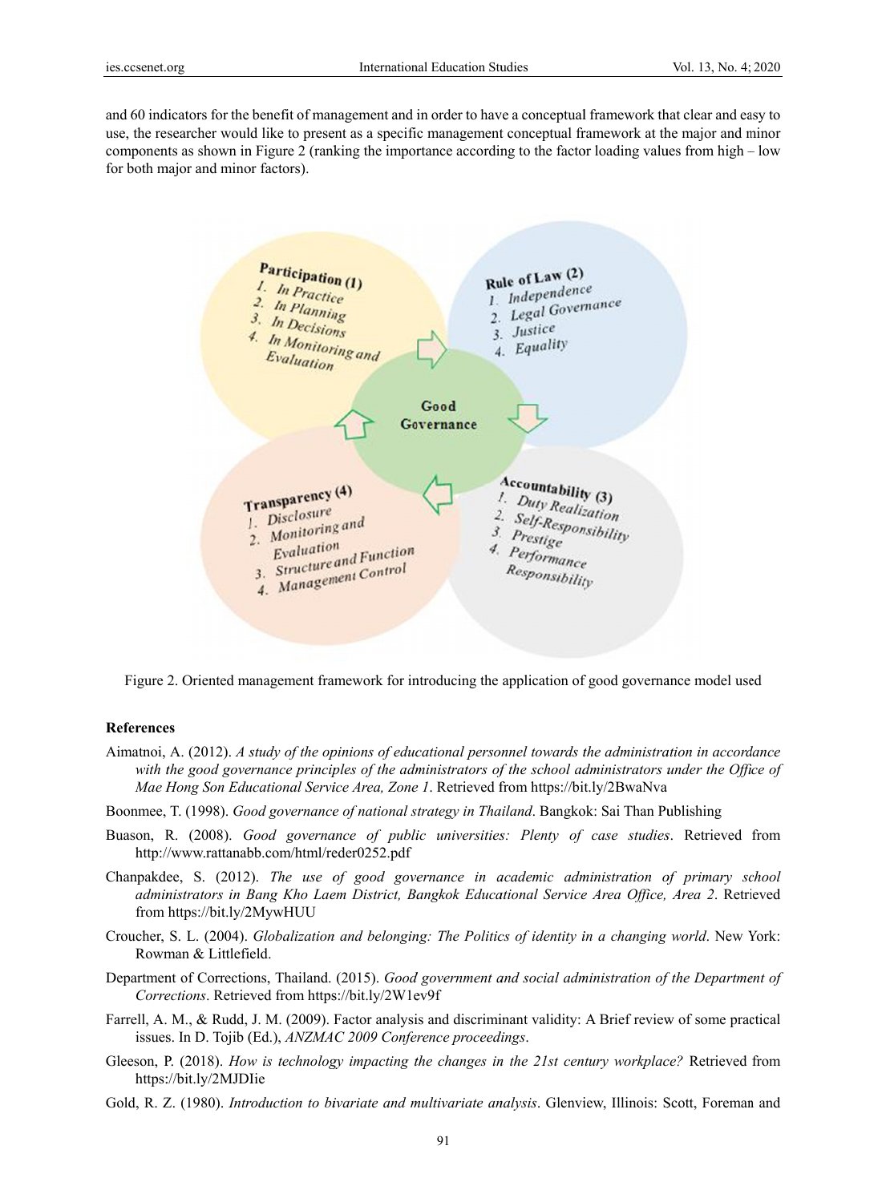and 60 indicators for the benefit of management and in order to have a conceptual framework that clear and easy to use, the researcher would like to present as a specific management conceptual framework at the major and minor components as shown in Figure 2 (ranking the importance according to the factor loading values from high – low for both major and minor factors).

**Good Governance**

**Participation (1)**
1. *In Practice*
2. *In Planning*
3. *In Decisions*
4. *In Monitoring and Evaluation*

**Rule of Law (2)**
1. *Independence*
2. *Legal Governance*
3. *Justice*
4. *Equality*

**Accountability (3)**
1. *Duty Realization*
2. *Self-Responsibility*
3. *Prestige*
4. *Performance Responsibility*

**Transparency (4)**
1. *Disclosure*
2. *Monitoring and Evaluation*
3. *Structure and Function*
4. *Management Control*

Figure 2. Oriented management framework for introducing the application of good governance model used

## References

Aimatnoi, A. (2012). *A study of the opinions of educational personnel towards the administration in accordance with the good governance principles of the administrators of the school administrators under the Office of Mae Hong Son Educational Service Area, Zone 1*. Retrieved from https://bit.ly/2BwaNva

Boonmee, T. (1998). *Good governance of national strategy in Thailand*. Bangkok: Sai Than Publishing

Buason, R. (2008). *Good governance of public universities: Plenty of case studies*. Retrieved from http://www.rattanabb.com/html/reder0252.pdf

Chanpakdee, S. (2012). *The use of good governance in academic administration of primary school administrators in Bang Kho Laem District, Bangkok Educational Service Area Office, Area 2*. Retrieved from https://bit.ly/2MywHUU

Croucher, S. L. (2004). *Globalization and belonging: The Politics of identity in a changing world*. New York: Rowman & Littlefield.

Department of Corrections, Thailand. (2015). *Good government and social administration of the Department of Corrections*. Retrieved from https://bit.ly/2W1ev9f

Farrell, A. M., & Rudd, J. M. (2009). Factor analysis and discriminant validity: A Brief review of some practical issues. In D. Tojib (Ed.), *ANZMAC 2009 Conference proceedings*.

Gleeson, P. (2018). *How is technology impacting the changes in the 21st century workplace?* Retrieved from https://bit.ly/2MJDIie

Gold, R. Z. (1980). *Introduction to bivariate and multivariate analysis*. Glenview, Illinois: Scott, Foreman and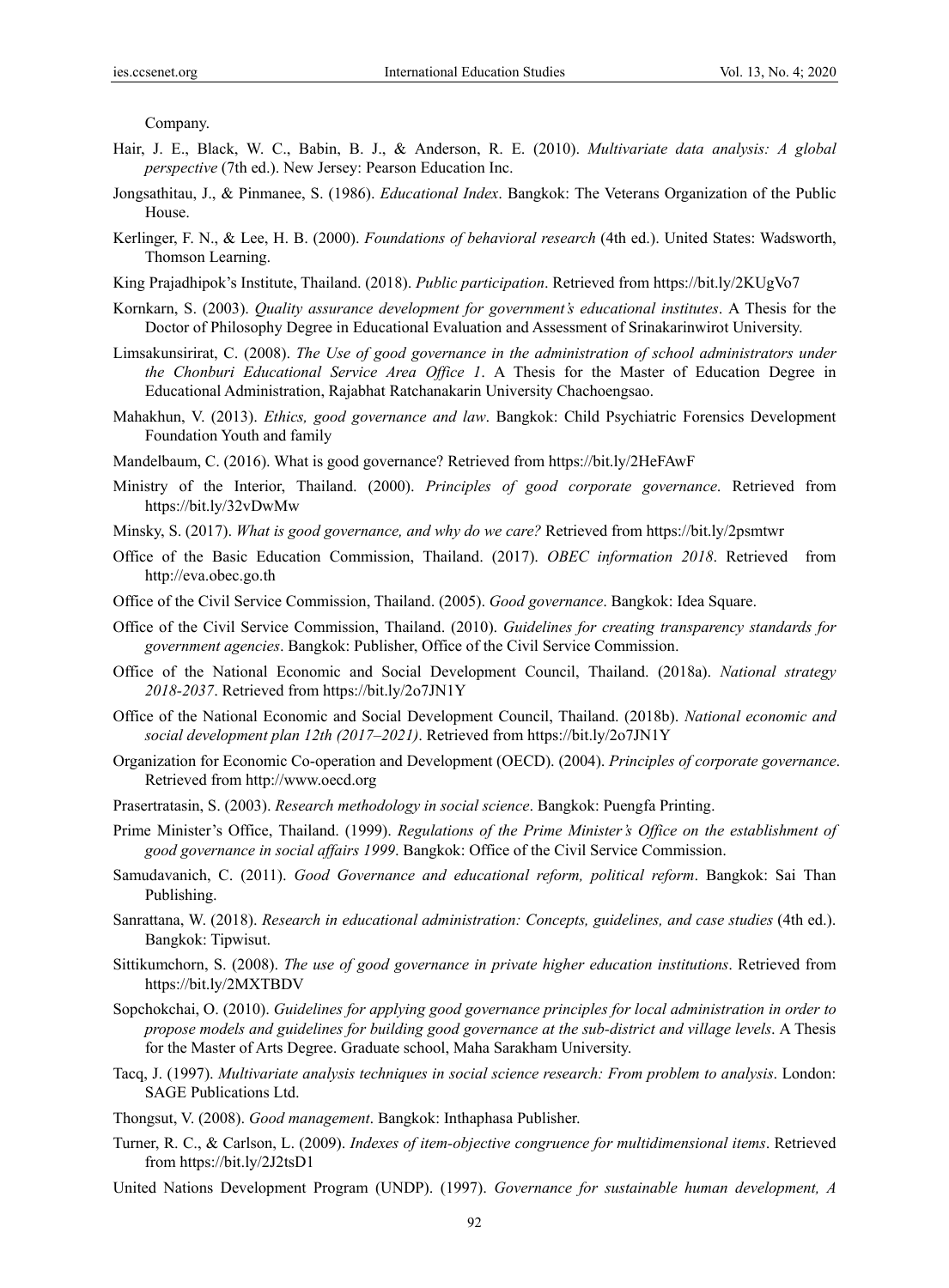Company.

Hair, J. E., Black, W. C., Babin, B. J., & Anderson, R. E. (2010). *Multivariate data analysis: A global perspective* (7th ed.). New Jersey: Pearson Education Inc.

Jongsathitau, J., & Pinmanee, S. (1986). *Educational Index*. Bangkok: The Veterans Organization of the Public House.

Kerlinger, F. N., & Lee, H. B. (2000). *Foundations of behavioral research* (4th ed.). United States: Wadsworth, Thomson Learning.

King Prajadhipok's Institute, Thailand. (2018). *Public participation*. Retrieved from https://bit.ly/2KUgVo7

Kornkarn, S. (2003). *Quality assurance development for government's educational institutes*. A Thesis for the Doctor of Philosophy Degree in Educational Evaluation and Assessment of Srinakarinwirot University.

Limsakunsirirat, C. (2008). *The Use of good governance in the administration of school administrators under the Chonburi Educational Service Area Office 1*. A Thesis for the Master of Education Degree in Educational Administration, Rajabhat Ratchanakarin University Chachoengsao.

Mahakhun, V. (2013). *Ethics, good governance and law*. Bangkok: Child Psychiatric Forensics Development Foundation Youth and family

Mandelbaum, C. (2016). What is good governance? Retrieved from https://bit.ly/2HeFAwF

Ministry of the Interior, Thailand. (2000). *Principles of good corporate governance*. Retrieved from https://bit.ly/32vDwMw

Minsky, S. (2017). *What is good governance, and why do we care?* Retrieved from https://bit.ly/2psmtwr

Office of the Basic Education Commission, Thailand. (2017). *OBEC information 2018*. Retrieved from http://eva.obec.go.th

Office of the Civil Service Commission, Thailand. (2005). *Good governance*. Bangkok: Idea Square.

Office of the Civil Service Commission, Thailand. (2010). *Guidelines for creating transparency standards for government agencies*. Bangkok: Publisher, Office of the Civil Service Commission.

Office of the National Economic and Social Development Council, Thailand. (2018a). *National strategy 2018-2037*. Retrieved from https://bit.ly/2o7JN1Y

Office of the National Economic and Social Development Council, Thailand. (2018b). *National economic and social development plan 12th (2017–2021)*. Retrieved from https://bit.ly/2o7JN1Y

Organization for Economic Co-operation and Development (OECD). (2004). *Principles of corporate governance*. Retrieved from http://www.oecd.org

Prasertratasin, S. (2003). *Research methodology in social science*. Bangkok: Puengfa Printing.

Prime Minister's Office, Thailand. (1999). *Regulations of the Prime Minister's Office on the establishment of good governance in social affairs 1999*. Bangkok: Office of the Civil Service Commission.

Samudavanich, C. (2011). *Good Governance and educational reform, political reform*. Bangkok: Sai Than Publishing.

Sanrattana, W. (2018). *Research in educational administration: Concepts, guidelines, and case studies* (4th ed.). Bangkok: Tipwisut.

Sittikumchorn, S. (2008). *The use of good governance in private higher education institutions*. Retrieved from https://bit.ly/2MXTBDV

Sopchokchai, O. (2010). *Guidelines for applying good governance principles for local administration in order to propose models and guidelines for building good governance at the sub-district and village levels*. A Thesis for the Master of Arts Degree. Graduate school, Maha Sarakham University.

Tacq, J. (1997). *Multivariate analysis techniques in social science research: From problem to analysis*. London: SAGE Publications Ltd.

Thongsut, V. (2008). *Good management*. Bangkok: Inthaphasa Publisher.

Turner, R. C., & Carlson, L. (2009). *Indexes of item-objective congruence for multidimensional items*. Retrieved from https://bit.ly/2J2tsD1

United Nations Development Program (UNDP). (1997). *Governance for sustainable human development, A*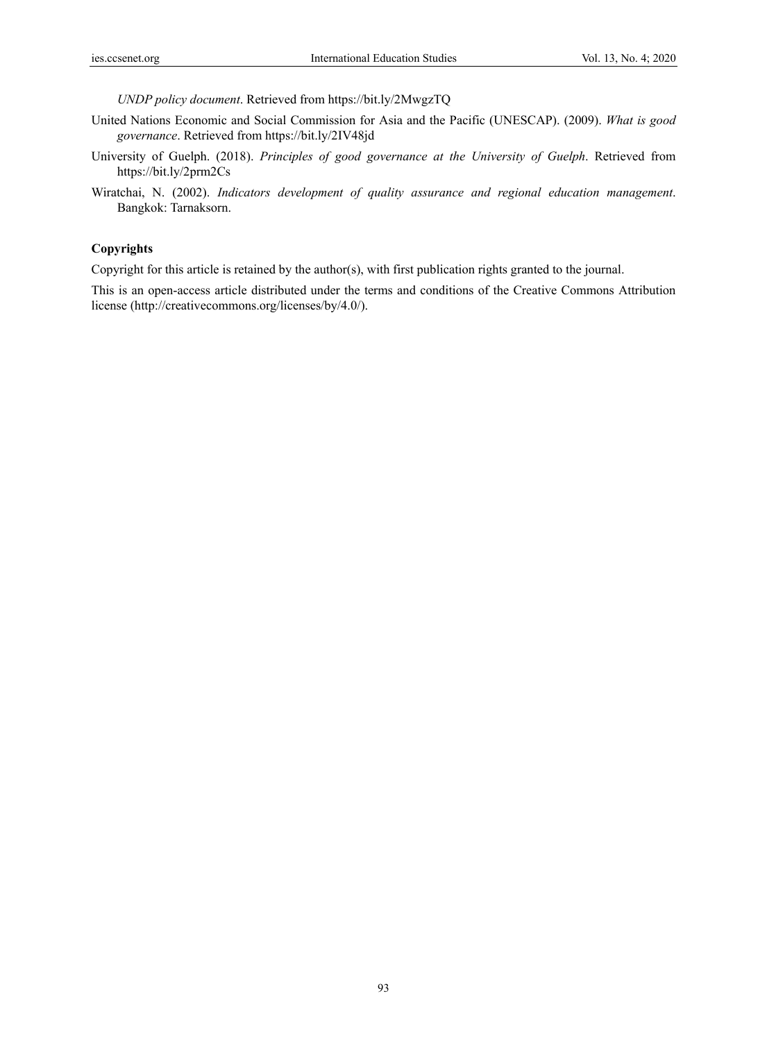*UNDP policy document*. Retrieved from https://bit.ly/2MwgzTQ

United Nations Economic and Social Commission for Asia and the Pacific (UNESCAP). (2009). *What is good governance*. Retrieved from https://bit.ly/2IV48jd

University of Guelph. (2018). *Principles of good governance at the University of Guelph*. Retrieved from https://bit.ly/2prm2Cs

Wiratchai, N. (2002). *Indicators development of quality assurance and regional education management*. Bangkok: Tarnaksorn.

**Copyrights**

Copyright for this article is retained by the author(s), with first publication rights granted to the journal.

This is an open-access article distributed under the terms and conditions of the Creative Commons Attribution license (http://creativecommons.org/licenses/by/4.0/).